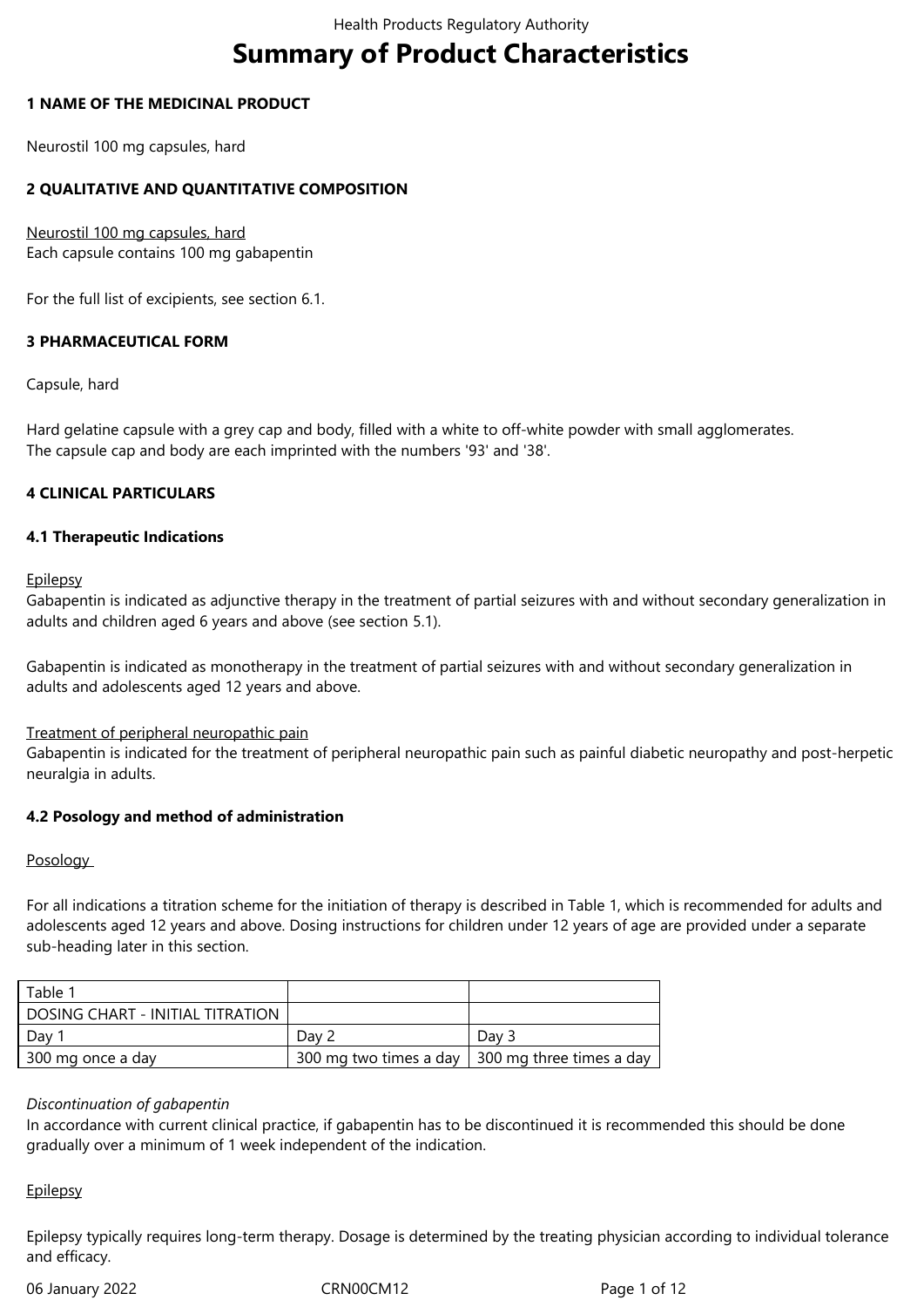# Summary of Product Characteristics

## 1 NAME OF THE MEDICINAL PRODUCT

Neurostil 100 mg capsules, hard

## 2 QUALITATIVE AND QUANTITATIVE COMPOSITION

Neurostil 100 mg capsules, hard
Each capsule contains 100 mg gabapentin

For the full list of excipients, see section 6.1.

## 3 PHARMACEUTICAL FORM

Capsule, hard

Hard gelatine capsule with a grey cap and body, filled with a white to off-white powder with small agglomerates.
The capsule cap and body are each imprinted with the numbers '93' and '38'.

## 4 CLINICAL PARTICULARS

### 4.1 Therapeutic Indications

Epilepsy
Gabapentin is indicated as adjunctive therapy in the treatment of partial seizures with and without secondary generalization in adults and children aged 6 years and above (see section 5.1).

Gabapentin is indicated as monotherapy in the treatment of partial seizures with and without secondary generalization in adults and adolescents aged 12 years and above.

Treatment of peripheral neuropathic pain
Gabapentin is indicated for the treatment of peripheral neuropathic pain such as painful diabetic neuropathy and post-herpetic neuralgia in adults.

### 4.2 Posology and method of administration

Posology

For all indications a titration scheme for the initiation of therapy is described in Table 1, which is recommended for adults and adolescents aged 12 years and above. Dosing instructions for children under 12 years of age are provided under a separate sub-heading later in this section.

| Table 1 | | |
|---|---|---|
| DOSING CHART - INITIAL TITRATION | | |
| Day 1 | Day 2 | Day 3 |
| 300 mg once a day | 300 mg two times a day | 300 mg three times a day |

*Discontinuation of gabapentin*
In accordance with current clinical practice, if gabapentin has to be discontinued it is recommended this should be done gradually over a minimum of 1 week independent of the indication.

Epilepsy

Epilepsy typically requires long-term therapy. Dosage is determined by the treating physician according to individual tolerance and efficacy.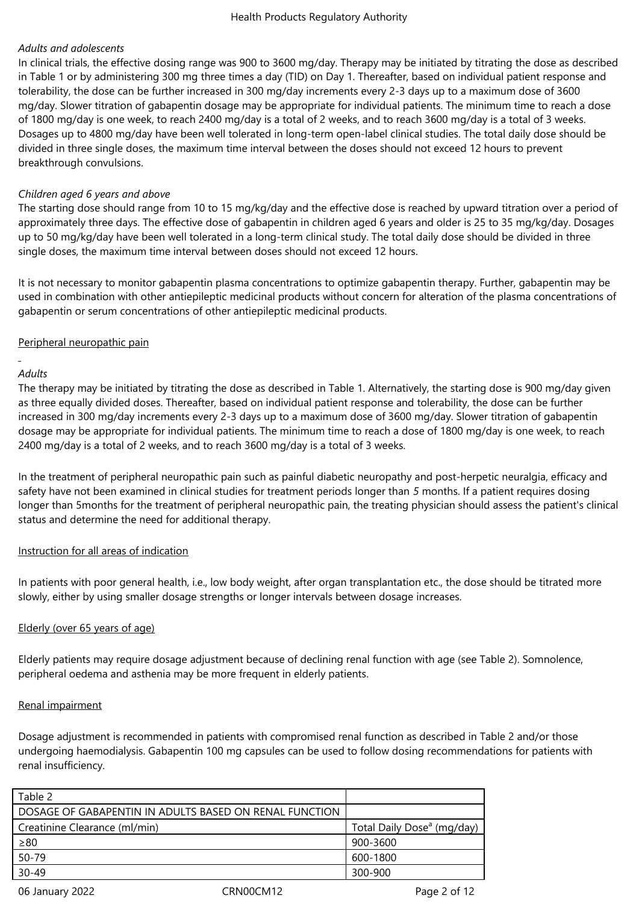*Adults and adolescents*

In clinical trials, the effective dosing range was 900 to 3600 mg/day. Therapy may be initiated by titrating the dose as described in Table 1 or by administering 300 mg three times a day (TID) on Day 1. Thereafter, based on individual patient response and tolerability, the dose can be further increased in 300 mg/day increments every 2-3 days up to a maximum dose of 3600 mg/day. Slower titration of gabapentin dosage may be appropriate for individual patients. The minimum time to reach a dose of 1800 mg/day is one week, to reach 2400 mg/day is a total of 2 weeks, and to reach 3600 mg/day is a total of 3 weeks. Dosages up to 4800 mg/day have been well tolerated in long-term open-label clinical studies. The total daily dose should be divided in three single doses, the maximum time interval between the doses should not exceed 12 hours to prevent breakthrough convulsions.

*Children aged 6 years and above*

The starting dose should range from 10 to 15 mg/kg/day and the effective dose is reached by upward titration over a period of approximately three days. The effective dose of gabapentin in children aged 6 years and older is 25 to 35 mg/kg/day. Dosages up to 50 mg/kg/day have been well tolerated in a long-term clinical study. The total daily dose should be divided in three single doses, the maximum time interval between doses should not exceed 12 hours.

It is not necessary to monitor gabapentin plasma concentrations to optimize gabapentin therapy. Further, gabapentin may be used in combination with other antiepileptic medicinal products without concern for alteration of the plasma concentrations of gabapentin or serum concentrations of other antiepileptic medicinal products.

Peripheral neuropathic pain

*Adults*

The therapy may be initiated by titrating the dose as described in Table 1. Alternatively, the starting dose is 900 mg/day given as three equally divided doses. Thereafter, based on individual patient response and tolerability, the dose can be further increased in 300 mg/day increments every 2-3 days up to a maximum dose of 3600 mg/day. Slower titration of gabapentin dosage may be appropriate for individual patients. The minimum time to reach a dose of 1800 mg/day is one week, to reach 2400 mg/day is a total of 2 weeks, and to reach 3600 mg/day is a total of 3 weeks.

In the treatment of peripheral neuropathic pain such as painful diabetic neuropathy and post-herpetic neuralgia, efficacy and safety have not been examined in clinical studies for treatment periods longer than *5* months. If a patient requires dosing longer than 5months for the treatment of peripheral neuropathic pain, the treating physician should assess the patient's clinical status and determine the need for additional therapy.

Instruction for all areas of indication

In patients with poor general health, i.e., low body weight, after organ transplantation etc., the dose should be titrated more slowly, either by using smaller dosage strengths or longer intervals between dosage increases.

Elderly (over 65 years of age)

Elderly patients may require dosage adjustment because of declining renal function with age (see Table 2). Somnolence, peripheral oedema and asthenia may be more frequent in elderly patients.

Renal impairment

Dosage adjustment is recommended in patients with compromised renal function as described in Table 2 and/or those undergoing haemodialysis. Gabapentin 100 mg capsules can be used to follow dosing recommendations for patients with renal insufficiency.

| Table 2 | |
|---|---|
| DOSAGE OF GABAPENTIN IN ADULTS BASED ON RENAL FUNCTION | |
| Creatinine Clearance (ml/min) | Total Daily Dose[a] (mg/day) |
| ≥80 | 900-3600 |
| 50-79 | 600-1800 |
| 30-49 | 300-900 |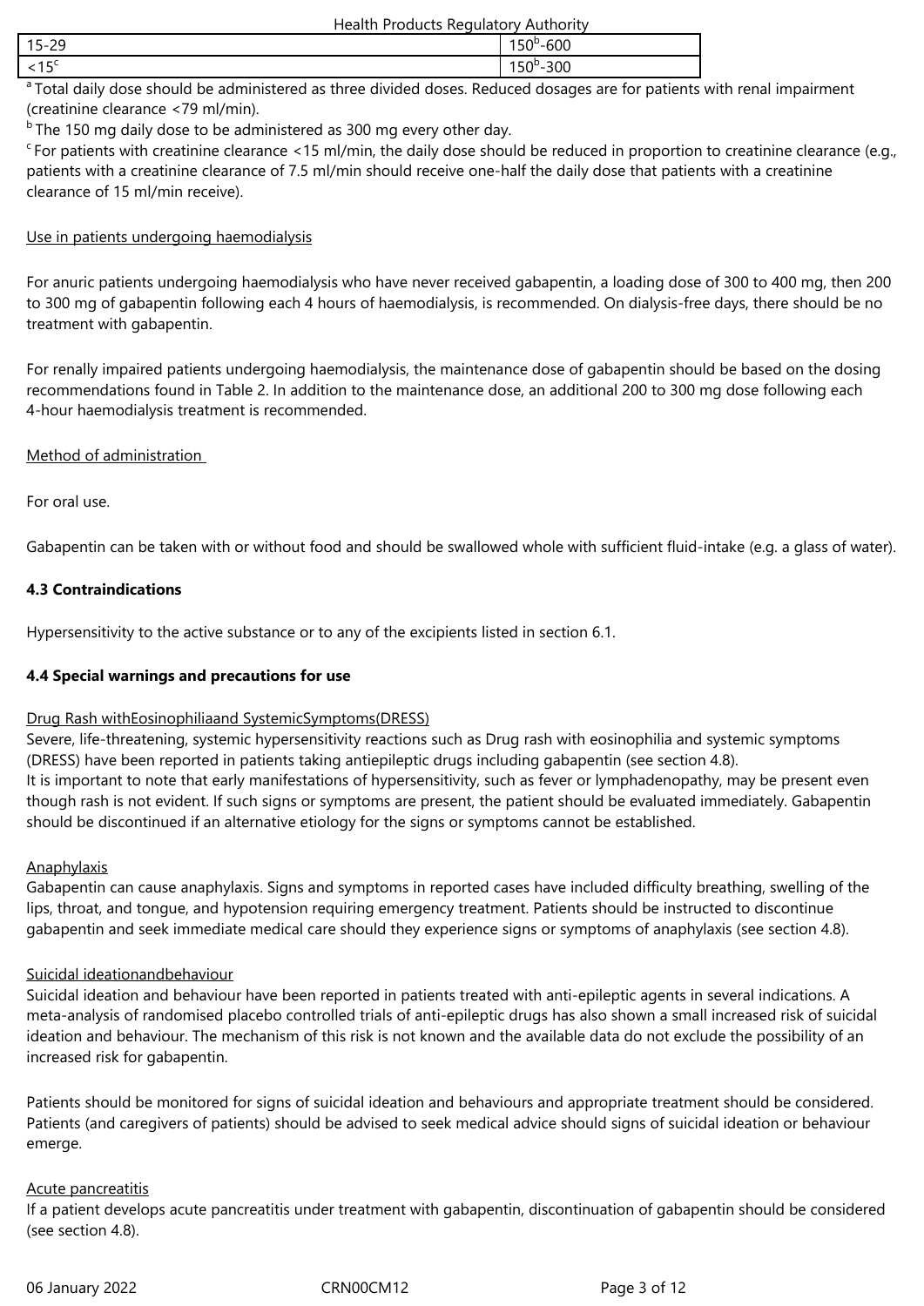| 15-29 | 150[b]-600 |
|---|---|
| <15[c] | 150[b]-300 |

[a] Total daily dose should be administered as three divided doses. Reduced dosages are for patients with renal impairment (creatinine clearance <79 ml/min).

[b] The 150 mg daily dose to be administered as 300 mg every other day.

[c] For patients with creatinine clearance <15 ml/min, the daily dose should be reduced in proportion to creatinine clearance (e.g., patients with a creatinine clearance of 7.5 ml/min should receive one-half the daily dose that patients with a creatinine clearance of 15 ml/min receive).

Use in patients undergoing haemodialysis

For anuric patients undergoing haemodialysis who have never received gabapentin, a loading dose of 300 to 400 mg, then 200 to 300 mg of gabapentin following each 4 hours of haemodialysis, is recommended. On dialysis-free days, there should be no treatment with gabapentin.

For renally impaired patients undergoing haemodialysis, the maintenance dose of gabapentin should be based on the dosing recommendations found in Table 2. In addition to the maintenance dose, an additional 200 to 300 mg dose following each 4-hour haemodialysis treatment is recommended.

Method of administration

For oral use.

Gabapentin can be taken with or without food and should be swallowed whole with sufficient fluid-intake (e.g. a glass of water).

**4.3 Contraindications**

Hypersensitivity to the active substance or to any of the excipients listed in section 6.1.

**4.4 Special warnings and precautions for use**

Drug Rash withEosinophiliaand SystemicSymptoms(DRESS)

Severe, life-threatening, systemic hypersensitivity reactions such as Drug rash with eosinophilia and systemic symptoms (DRESS) have been reported in patients taking antiepileptic drugs including gabapentin (see section 4.8).

It is important to note that early manifestations of hypersensitivity, such as fever or lymphadenopathy, may be present even though rash is not evident. If such signs or symptoms are present, the patient should be evaluated immediately. Gabapentin should be discontinued if an alternative etiology for the signs or symptoms cannot be established.

Anaphylaxis

Gabapentin can cause anaphylaxis. Signs and symptoms in reported cases have included difficulty breathing, swelling of the lips, throat, and tongue, and hypotension requiring emergency treatment. Patients should be instructed to discontinue gabapentin and seek immediate medical care should they experience signs or symptoms of anaphylaxis (see section 4.8).

Suicidal ideationandbehaviour

Suicidal ideation and behaviour have been reported in patients treated with anti-epileptic agents in several indications. A meta-analysis of randomised placebo controlled trials of anti-epileptic drugs has also shown a small increased risk of suicidal ideation and behaviour. The mechanism of this risk is not known and the available data do not exclude the possibility of an increased risk for gabapentin.

Patients should be monitored for signs of suicidal ideation and behaviours and appropriate treatment should be considered. Patients (and caregivers of patients) should be advised to seek medical advice should signs of suicidal ideation or behaviour emerge.

Acute pancreatitis

If a patient develops acute pancreatitis under treatment with gabapentin, discontinuation of gabapentin should be considered (see section 4.8).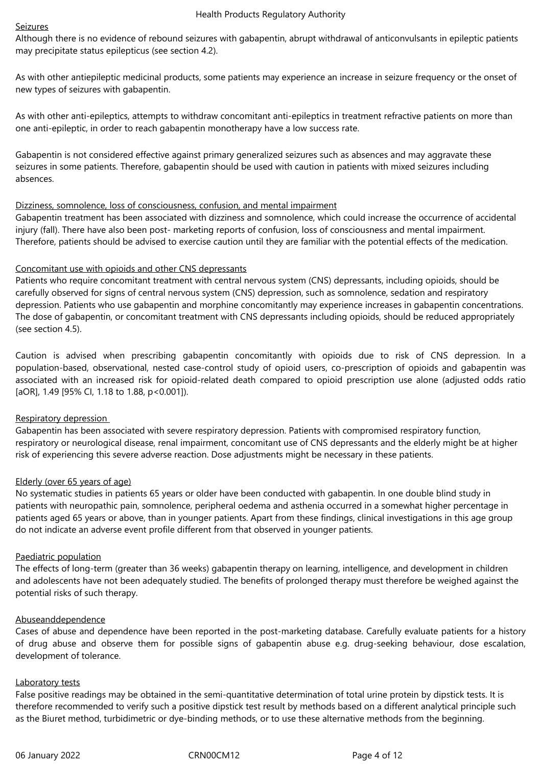Seizures

Although there is no evidence of rebound seizures with gabapentin, abrupt withdrawal of anticonvulsants in epileptic patients may precipitate status epilepticus (see section 4.2).

As with other antiepileptic medicinal products, some patients may experience an increase in seizure frequency or the onset of new types of seizures with gabapentin.

As with other anti-epileptics, attempts to withdraw concomitant anti-epileptics in treatment refractive patients on more than one anti-epileptic, in order to reach gabapentin monotherapy have a low success rate.

Gabapentin is not considered effective against primary generalized seizures such as absences and may aggravate these seizures in some patients. Therefore, gabapentin should be used with caution in patients with mixed seizures including absences.

Dizziness, somnolence, loss of consciousness, confusion, and mental impairment

Gabapentin treatment has been associated with dizziness and somnolence, which could increase the occurrence of accidental injury (fall). There have also been post- marketing reports of confusion, loss of consciousness and mental impairment. Therefore, patients should be advised to exercise caution until they are familiar with the potential effects of the medication.

Concomitant use with opioids and other CNS depressants

Patients who require concomitant treatment with central nervous system (CNS) depressants, including opioids, should be carefully observed for signs of central nervous system (CNS) depression, such as somnolence, sedation and respiratory depression. Patients who use gabapentin and morphine concomitantly may experience increases in gabapentin concentrations. The dose of gabapentin, or concomitant treatment with CNS depressants including opioids, should be reduced appropriately (see section 4.5).

Caution is advised when prescribing gabapentin concomitantly with opioids due to risk of CNS depression. In a population-based, observational, nested case-control study of opioid users, co-prescription of opioids and gabapentin was associated with an increased risk for opioid-related death compared to opioid prescription use alone (adjusted odds ratio [aOR], 1.49 [95% CI, 1.18 to 1.88, $p<0.001$]).

Respiratory depression

Gabapentin has been associated with severe respiratory depression. Patients with compromised respiratory function, respiratory or neurological disease, renal impairment, concomitant use of CNS depressants and the elderly might be at higher risk of experiencing this severe adverse reaction. Dose adjustments might be necessary in these patients.

Elderly (over 65 years of age)

No systematic studies in patients 65 years or older have been conducted with gabapentin. In one double blind study in patients with neuropathic pain, somnolence, peripheral oedema and asthenia occurred in a somewhat higher percentage in patients aged 65 years or above, than in younger patients. Apart from these findings, clinical investigations in this age group do not indicate an adverse event profile different from that observed in younger patients.

Paediatric population

The effects of long-term (greater than 36 weeks) gabapentin therapy on learning, intelligence, and development in children and adolescents have not been adequately studied. The benefits of prolonged therapy must therefore be weighed against the potential risks of such therapy.

Abuseanddependence

Cases of abuse and dependence have been reported in the post-marketing database. Carefully evaluate patients for a history of drug abuse and observe them for possible signs of gabapentin abuse e.g. drug-seeking behaviour, dose escalation, development of tolerance.

Laboratory tests

False positive readings may be obtained in the semi-quantitative determination of total urine protein by dipstick tests. It is therefore recommended to verify such a positive dipstick test result by methods based on a different analytical principle such as the Biuret method, turbidimetric or dye-binding methods, or to use these alternative methods from the beginning.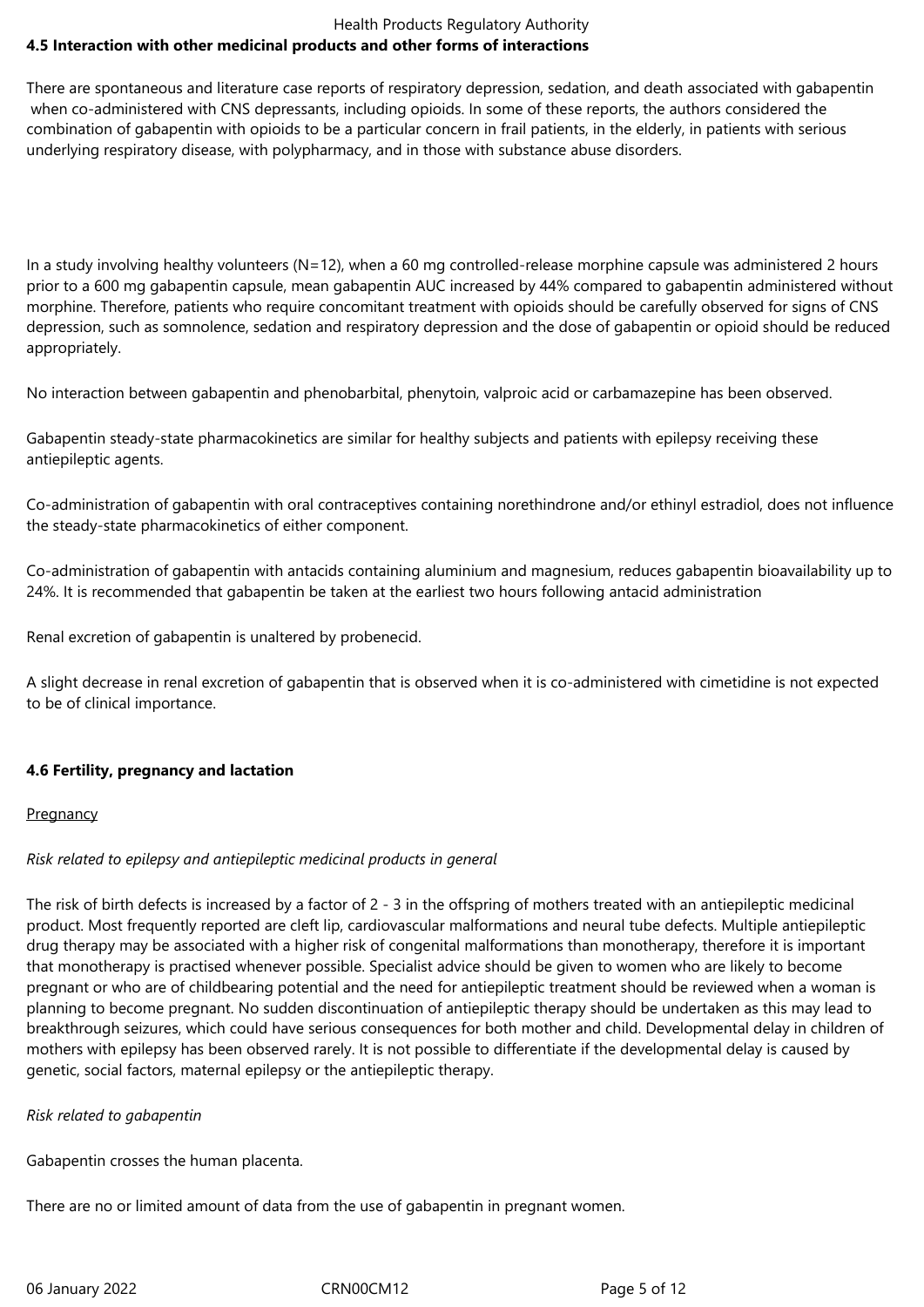### 4.5 Interaction with other medicinal products and other forms of interactions

There are spontaneous and literature case reports of respiratory depression, sedation, and death associated with gabapentin when co-administered with CNS depressants, including opioids. In some of these reports, the authors considered the combination of gabapentin with opioids to be a particular concern in frail patients, in the elderly, in patients with serious underlying respiratory disease, with polypharmacy, and in those with substance abuse disorders.

In a study involving healthy volunteers (N=12), when a 60 mg controlled-release morphine capsule was administered 2 hours prior to a 600 mg gabapentin capsule, mean gabapentin AUC increased by 44% compared to gabapentin administered without morphine. Therefore, patients who require concomitant treatment with opioids should be carefully observed for signs of CNS depression, such as somnolence, sedation and respiratory depression and the dose of gabapentin or opioid should be reduced appropriately.

No interaction between gabapentin and phenobarbital, phenytoin, valproic acid or carbamazepine has been observed.

Gabapentin steady-state pharmacokinetics are similar for healthy subjects and patients with epilepsy receiving these antiepileptic agents.

Co-administration of gabapentin with oral contraceptives containing norethindrone and/or ethinyl estradiol, does not influence the steady-state pharmacokinetics of either component.

Co-administration of gabapentin with antacids containing aluminium and magnesium, reduces gabapentin bioavailability up to 24%. It is recommended that gabapentin be taken at the earliest two hours following antacid administration

Renal excretion of gabapentin is unaltered by probenecid.

A slight decrease in renal excretion of gabapentin that is observed when it is co-administered with cimetidine is not expected to be of clinical importance.

### 4.6 Fertility, pregnancy and lactation

Pregnancy

*Risk related to epilepsy and antiepileptic medicinal products in general*

The risk of birth defects is increased by a factor of 2 - 3 in the offspring of mothers treated with an antiepileptic medicinal product. Most frequently reported are cleft lip, cardiovascular malformations and neural tube defects. Multiple antiepileptic drug therapy may be associated with a higher risk of congenital malformations than monotherapy, therefore it is important that monotherapy is practised whenever possible. Specialist advice should be given to women who are likely to become pregnant or who are of childbearing potential and the need for antiepileptic treatment should be reviewed when a woman is planning to become pregnant. No sudden discontinuation of antiepileptic therapy should be undertaken as this may lead to breakthrough seizures, which could have serious consequences for both mother and child. Developmental delay in children of mothers with epilepsy has been observed rarely. It is not possible to differentiate if the developmental delay is caused by genetic, social factors, maternal epilepsy or the antiepileptic therapy.

*Risk related to gabapentin*

Gabapentin crosses the human placenta.

There are no or limited amount of data from the use of gabapentin in pregnant women.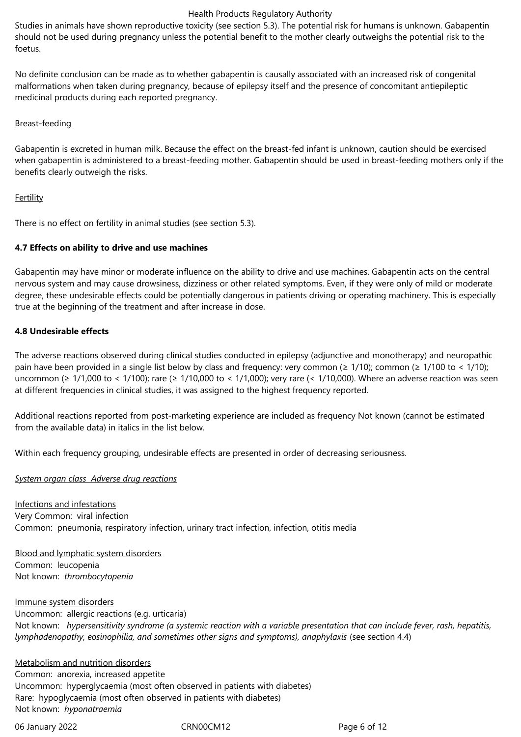Studies in animals have shown reproductive toxicity (see section 5.3). The potential risk for humans is unknown. Gabapentin should not be used during pregnancy unless the potential benefit to the mother clearly outweighs the potential risk to the foetus.

No definite conclusion can be made as to whether gabapentin is causally associated with an increased risk of congenital malformations when taken during pregnancy, because of epilepsy itself and the presence of concomitant antiepileptic medicinal products during each reported pregnancy.

Breast-feeding

Gabapentin is excreted in human milk. Because the effect on the breast-fed infant is unknown, caution should be exercised when gabapentin is administered to a breast-feeding mother. Gabapentin should be used in breast-feeding mothers only if the benefits clearly outweigh the risks.

Fertility

There is no effect on fertility in animal studies (see section 5.3).

**4.7 Effects on ability to drive and use machines**

Gabapentin may have minor or moderate influence on the ability to drive and use machines. Gabapentin acts on the central nervous system and may cause drowsiness, dizziness or other related symptoms. Even, if they were only of mild or moderate degree, these undesirable effects could be potentially dangerous in patients driving or operating machinery. This is especially true at the beginning of the treatment and after increase in dose.

**4.8 Undesirable effects**

The adverse reactions observed during clinical studies conducted in epilepsy (adjunctive and monotherapy) and neuropathic pain have been provided in a single list below by class and frequency: very common (≥ 1/10); common (≥ 1/100 to < 1/10); uncommon (≥ 1/1,000 to < 1/100); rare (≥ 1/10,000 to < 1/1,000); very rare (< 1/10,000). Where an adverse reaction was seen at different frequencies in clinical studies, it was assigned to the highest frequency reported.

Additional reactions reported from post-marketing experience are included as frequency Not known (cannot be estimated from the available data) in italics in the list below.

Within each frequency grouping, undesirable effects are presented in order of decreasing seriousness.

*System organ class Adverse drug reactions*

Infections and infestations
Very Common: viral infection
Common: pneumonia, respiratory infection, urinary tract infection, infection, otitis media

Blood and lymphatic system disorders
Common: leucopenia
Not known: *thrombocytopenia*

Immune system disorders
Uncommon: allergic reactions (e.g. urticaria)
Not known: *hypersensitivity syndrome (a systemic reaction with a variable presentation that can include fever, rash, hepatitis, lymphadenopathy, eosinophilia, and sometimes other signs and symptoms), anaphylaxis* (see section 4.4)

Metabolism and nutrition disorders
Common: anorexia, increased appetite
Uncommon: hyperglycaemia (most often observed in patients with diabetes)
Rare: hypoglycaemia (most often observed in patients with diabetes)
Not known: *hyponatraemia*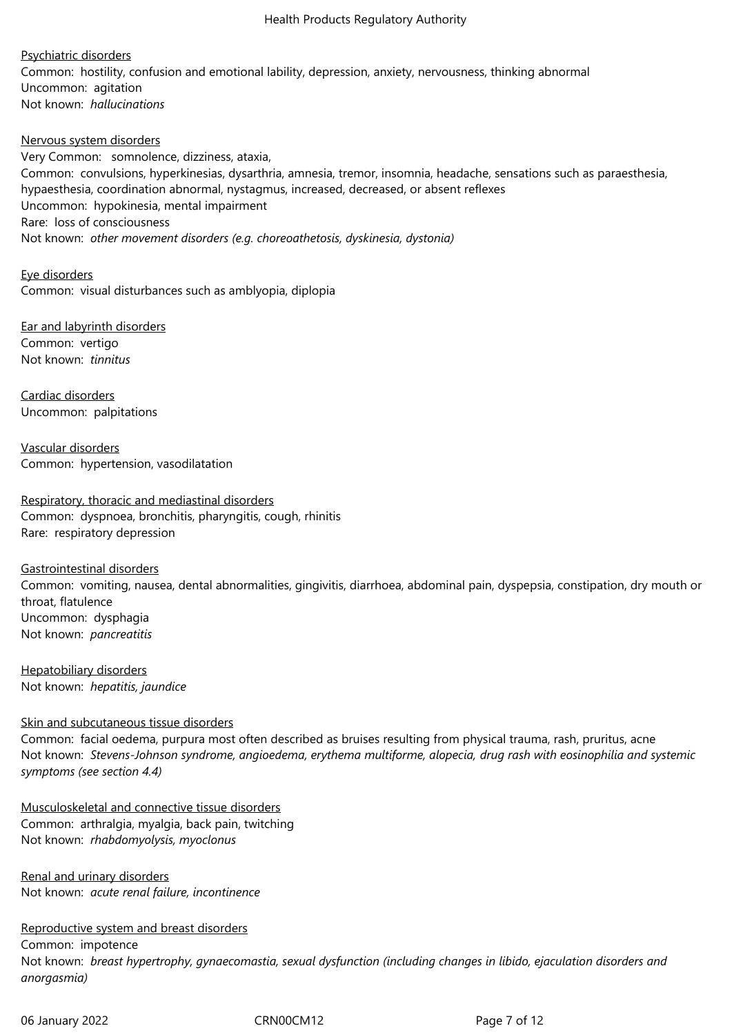Psychiatric disorders

Common: hostility, confusion and emotional lability, depression, anxiety, nervousness, thinking abnormal
Uncommon: agitation
Not known: *hallucinations*

Nervous system disorders

Very Common: somnolence, dizziness, ataxia,
Common: convulsions, hyperkinesias, dysarthria, amnesia, tremor, insomnia, headache, sensations such as paraesthesia, hypaesthesia, coordination abnormal, nystagmus, increased, decreased, or absent reflexes
Uncommon: hypokinesia, mental impairment
Rare: loss of consciousness
Not known: *other movement disorders (e.g. choreoathetosis, dyskinesia, dystonia)*

Eye disorders

Common: visual disturbances such as amblyopia, diplopia

Ear and labyrinth disorders

Common: vertigo
Not known: *tinnitus*

Cardiac disorders

Uncommon: palpitations

Vascular disorders

Common: hypertension, vasodilatation

Respiratory, thoracic and mediastinal disorders

Common: dyspnoea, bronchitis, pharyngitis, cough, rhinitis
Rare: respiratory depression

Gastrointestinal disorders

Common: vomiting, nausea, dental abnormalities, gingivitis, diarrhoea, abdominal pain, dyspepsia, constipation, dry mouth or throat, flatulence
Uncommon: dysphagia
Not known: *pancreatitis*

Hepatobiliary disorders

Not known: *hepatitis, jaundice*

Skin and subcutaneous tissue disorders

Common: facial oedema, purpura most often described as bruises resulting from physical trauma, rash, pruritus, acne
Not known: *Stevens-Johnson syndrome, angioedema, erythema multiforme, alopecia, drug rash with eosinophilia and systemic symptoms (see section 4.4)*

Musculoskeletal and connective tissue disorders

Common: arthralgia, myalgia, back pain, twitching
Not known: *rhabdomyolysis, myoclonus*

Renal and urinary disorders

Not known: *acute renal failure, incontinence*

Reproductive system and breast disorders

Common: impotence
Not known: *breast hypertrophy, gynaecomastia, sexual dysfunction (including changes in libido, ejaculation disorders and anorgasmia)*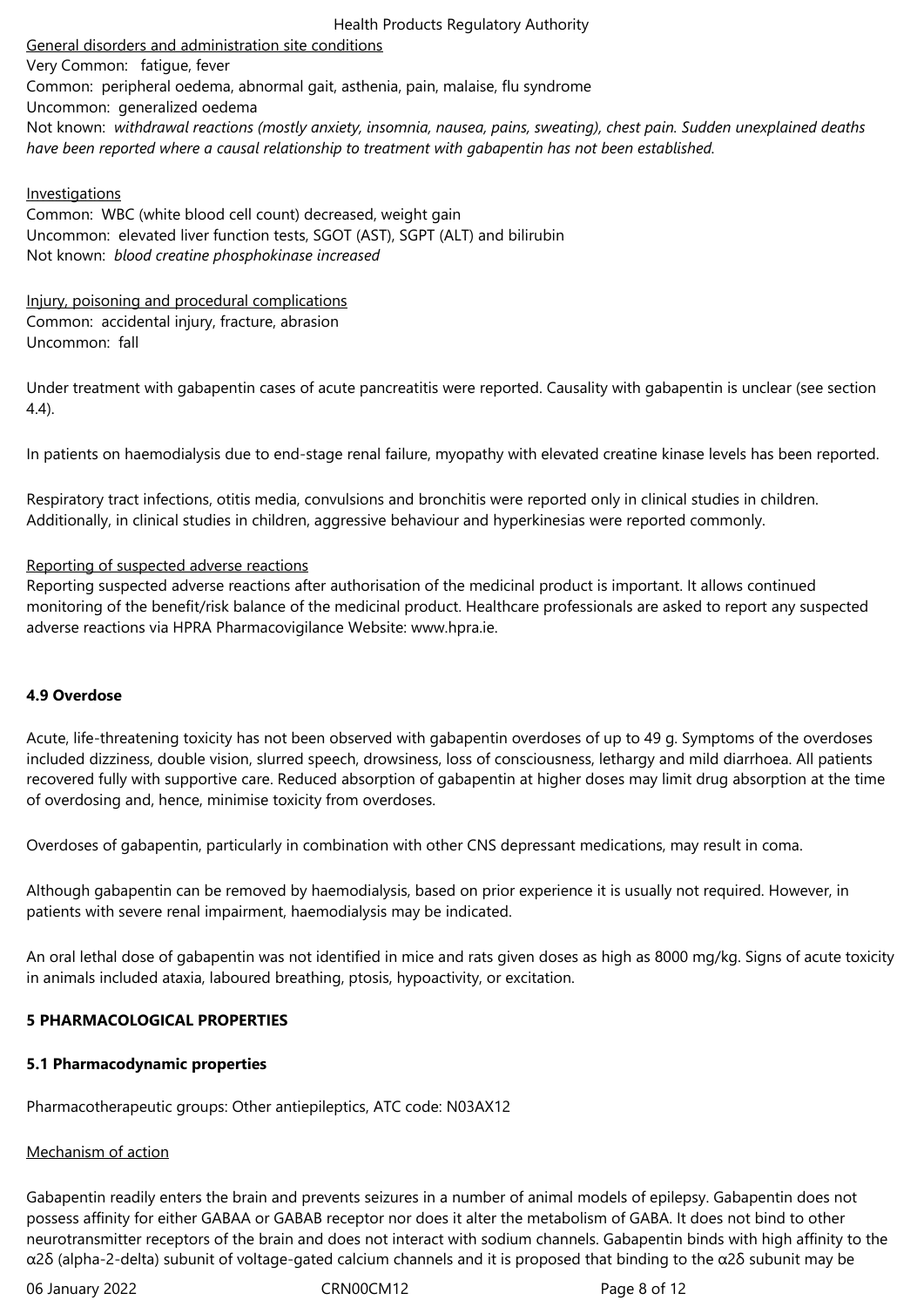<u>General disorders and administration site conditions</u>
Very Common: fatigue, fever
Common: peripheral oedema, abnormal gait, asthenia, pain, malaise, flu syndrome
Uncommon: generalized oedema
Not known: *withdrawal reactions (mostly anxiety, insomnia, nausea, pains, sweating), chest pain. Sudden unexplained deaths have been reported where a causal relationship to treatment with gabapentin has not been established.*

<u>Investigations</u>
Common: WBC (white blood cell count) decreased, weight gain
Uncommon: elevated liver function tests, SGOT (AST), SGPT (ALT) and bilirubin
Not known: *blood creatine phosphokinase increased*

<u>Injury, poisoning and procedural complications</u>
Common: accidental injury, fracture, abrasion
Uncommon: fall

Under treatment with gabapentin cases of acute pancreatitis were reported. Causality with gabapentin is unclear (see section 4.4).

In patients on haemodialysis due to end-stage renal failure, myopathy with elevated creatine kinase levels has been reported.

Respiratory tract infections, otitis media, convulsions and bronchitis were reported only in clinical studies in children. Additionally, in clinical studies in children, aggressive behaviour and hyperkinesias were reported commonly.

<u>Reporting of suspected adverse reactions</u>
Reporting suspected adverse reactions after authorisation of the medicinal product is important. It allows continued monitoring of the benefit/risk balance of the medicinal product. Healthcare professionals are asked to report any suspected adverse reactions via HPRA Pharmacovigilance Website: www.hpra.ie.

**4.9 Overdose**

Acute, life-threatening toxicity has not been observed with gabapentin overdoses of up to 49 g. Symptoms of the overdoses included dizziness, double vision, slurred speech, drowsiness, loss of consciousness, lethargy and mild diarrhoea. All patients recovered fully with supportive care. Reduced absorption of gabapentin at higher doses may limit drug absorption at the time of overdosing and, hence, minimise toxicity from overdoses.

Overdoses of gabapentin, particularly in combination with other CNS depressant medications, may result in coma.

Although gabapentin can be removed by haemodialysis, based on prior experience it is usually not required. However, in patients with severe renal impairment, haemodialysis may be indicated.

An oral lethal dose of gabapentin was not identified in mice and rats given doses as high as 8000 mg/kg. Signs of acute toxicity in animals included ataxia, laboured breathing, ptosis, hypoactivity, or excitation.

**5 PHARMACOLOGICAL PROPERTIES**

**5.1 Pharmacodynamic properties**

Pharmacotherapeutic groups: Other antiepileptics, ATC code: N03AX12

<u>Mechanism of action</u>

Gabapentin readily enters the brain and prevents seizures in a number of animal models of epilepsy. Gabapentin does not possess affinity for either GABAA or GABAB receptor nor does it alter the metabolism of GABA. It does not bind to other neurotransmitter receptors of the brain and does not interact with sodium channels. Gabapentin binds with high affinity to the $\alpha 2\delta$ (alpha-2-delta) subunit of voltage-gated calcium channels and it is proposed that binding to the $\alpha 2\delta$ subunit may be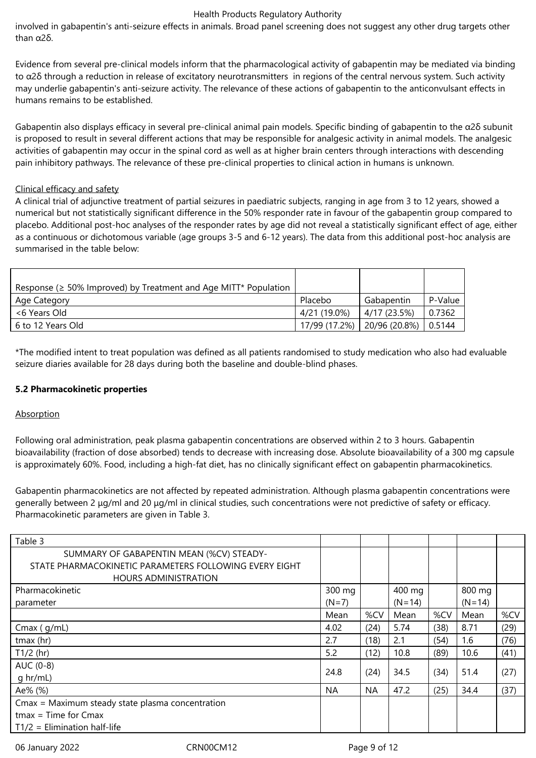involved in gabapentin's anti-seizure effects in animals. Broad panel screening does not suggest any other drug targets other than α2δ.

Evidence from several pre-clinical models inform that the pharmacological activity of gabapentin may be mediated via binding to α2δ through a reduction in release of excitatory neurotransmitters in regions of the central nervous system. Such activity may underlie gabapentin's anti-seizure activity. The relevance of these actions of gabapentin to the anticonvulsant effects in humans remains to be established.

Gabapentin also displays efficacy in several pre-clinical animal pain models. Specific binding of gabapentin to the α2δ subunit is proposed to result in several different actions that may be responsible for analgesic activity in animal models. The analgesic activities of gabapentin may occur in the spinal cord as well as at higher brain centers through interactions with descending pain inhibitory pathways. The relevance of these pre-clinical properties to clinical action in humans is unknown.

Clinical efficacy and safety

A clinical trial of adjunctive treatment of partial seizures in paediatric subjects, ranging in age from 3 to 12 years, showed a numerical but not statistically significant difference in the 50% responder rate in favour of the gabapentin group compared to placebo. Additional post-hoc analyses of the responder rates by age did not reveal a statistically significant effect of age, either as a continuous or dichotomous variable (age groups 3-5 and 6-12 years). The data from this additional post-hoc analysis are summarised in the table below:

| Response (≥ 50% Improved) by Treatment and Age MITT* Population | | | |
|---|---|---|---|
| Age Category | Placebo | Gabapentin | P-Value |
| <6 Years Old | 4/21 (19.0%) | 4/17 (23.5%) | 0.7362 |
| 6 to 12 Years Old | 17/99 (17.2%) | 20/96 (20.8%) | 0.5144 |

*The modified intent to treat population was defined as all patients randomised to study medication who also had evaluable seizure diaries available for 28 days during both the baseline and double-blind phases.

### 5.2 Pharmacokinetic properties

Absorption

Following oral administration, peak plasma gabapentin concentrations are observed within 2 to 3 hours. Gabapentin bioavailability (fraction of dose absorbed) tends to decrease with increasing dose. Absolute bioavailability of a 300 mg capsule is approximately 60%. Food, including a high-fat diet, has no clinically significant effect on gabapentin pharmacokinetics.

Gabapentin pharmacokinetics are not affected by repeated administration. Although plasma gabapentin concentrations were generally between 2 µg/ml and 20 µg/ml in clinical studies, such concentrations were not predictive of safety or efficacy. Pharmacokinetic parameters are given in Table 3.

| Table 3<br>SUMMARY OF GABAPENTIN MEAN (%CV) STEADY-STATE PHARMACOKINETIC PARAMETERS FOLLOWING EVERY EIGHT HOURS ADMINISTRATION | | | | | | |
|---|---|---|---|---|---|---|
| Pharmacokinetic parameter | 300 mg (N=7) | | 400 mg (N=14) | | 800 mg (N=14) | |
| | Mean | %CV | Mean | %CV | Mean | %CV |
| Cmax ( g/mL) | 4.02 | (24) | 5.74 | (38) | 8.71 | (29) |
| tmax (hr) | 2.7 | (18) | 2.1 | (54) | 1.6 | (76) |
| T1/2 (hr) | 5.2 | (12) | 10.8 | (89) | 10.6 | (41) |
| AUC (0-8) g hr/mL) | 24.8 | (24) | 34.5 | (34) | 51.4 | (27) |
| Ae% (%) | NA | NA | 47.2 | (25) | 34.4 | (37) |
| Cmax = Maximum steady state plasma concentration<br>tmax = Time for Cmax<br>T1/2 = Elimination half-life | | | | | | |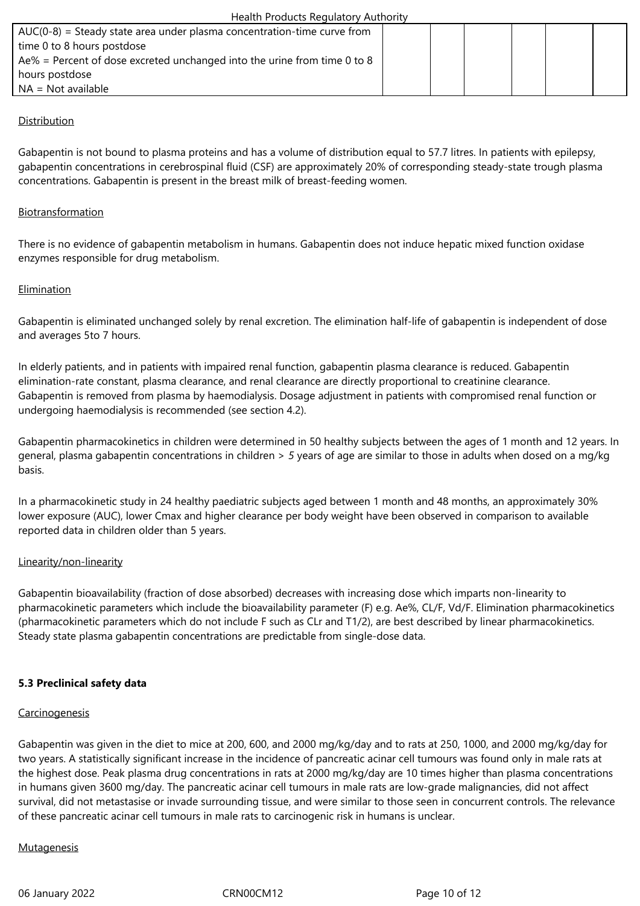| AUC(0-8) = Steady state area under plasma concentration-time curve from time 0 to 8 hours postdose<br>Ae% = Percent of dose excreted unchanged into the urine from time 0 to 8 hours postdose<br>NA = Not available | | | | | | |
|---|---|---|---|---|---|---|

Distribution

Gabapentin is not bound to plasma proteins and has a volume of distribution equal to 57.7 litres. In patients with epilepsy, gabapentin concentrations in cerebrospinal fluid (CSF) are approximately 20% of corresponding steady-state trough plasma concentrations. Gabapentin is present in the breast milk of breast-feeding women.

Biotransformation

There is no evidence of gabapentin metabolism in humans. Gabapentin does not induce hepatic mixed function oxidase enzymes responsible for drug metabolism.

Elimination

Gabapentin is eliminated unchanged solely by renal excretion. The elimination half-life of gabapentin is independent of dose and averages 5to 7 hours.

In elderly patients, and in patients with impaired renal function, gabapentin plasma clearance is reduced. Gabapentin elimination-rate constant, plasma clearance, and renal clearance are directly proportional to creatinine clearance. Gabapentin is removed from plasma by haemodialysis. Dosage adjustment in patients with compromised renal function or undergoing haemodialysis is recommended (see section 4.2).

Gabapentin pharmacokinetics in children were determined in 50 healthy subjects between the ages of 1 month and 12 years. In general, plasma gabapentin concentrations in children > 5 years of age are similar to those in adults when dosed on a mg/kg basis.

In a pharmacokinetic study in 24 healthy paediatric subjects aged between 1 month and 48 months, an approximately 30% lower exposure (AUC), lower Cmax and higher clearance per body weight have been observed in comparison to available reported data in children older than 5 years.

Linearity/non-linearity

Gabapentin bioavailability (fraction of dose absorbed) decreases with increasing dose which imparts non-linearity to pharmacokinetic parameters which include the bioavailability parameter (F) e.g. Ae%, CL/F, Vd/F. Elimination pharmacokinetics (pharmacokinetic parameters which do not include F such as CLr and T1/2), are best described by linear pharmacokinetics. Steady state plasma gabapentin concentrations are predictable from single-dose data.

**5.3 Preclinical safety data**

Carcinogenesis

Gabapentin was given in the diet to mice at 200, 600, and 2000 mg/kg/day and to rats at 250, 1000, and 2000 mg/kg/day for two years. A statistically significant increase in the incidence of pancreatic acinar cell tumours was found only in male rats at the highest dose. Peak plasma drug concentrations in rats at 2000 mg/kg/day are 10 times higher than plasma concentrations in humans given 3600 mg/day. The pancreatic acinar cell tumours in male rats are low-grade malignancies, did not affect survival, did not metastasise or invade surrounding tissue, and were similar to those seen in concurrent controls. The relevance of these pancreatic acinar cell tumours in male rats to carcinogenic risk in humans is unclear.

Mutagenesis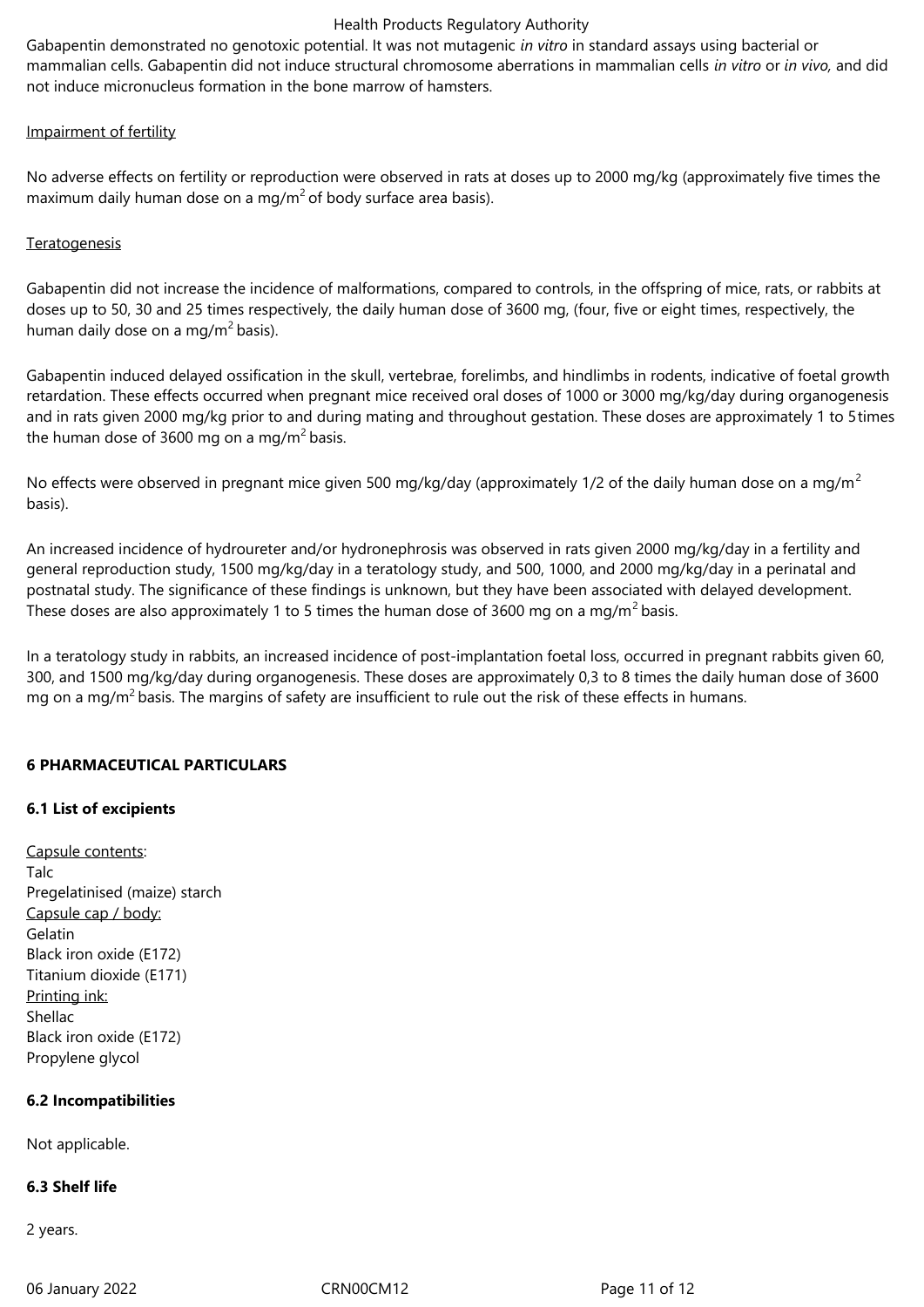Gabapentin demonstrated no genotoxic potential. It was not mutagenic *in vitro* in standard assays using bacterial or mammalian cells. Gabapentin did not induce structural chromosome aberrations in mammalian cells *in vitro* or *in vivo,* and did not induce micronucleus formation in the bone marrow of hamsters.

Impairment of fertility

No adverse effects on fertility or reproduction were observed in rats at doses up to 2000 mg/kg (approximately five times the maximum daily human dose on a mg/$m^2$ of body surface area basis).

Teratogenesis

Gabapentin did not increase the incidence of malformations, compared to controls, in the offspring of mice, rats, or rabbits at doses up to 50, 30 and 25 times respectively, the daily human dose of 3600 mg, (four, five or eight times, respectively, the human daily dose on a mg/$m^2$ basis).

Gabapentin induced delayed ossification in the skull, vertebrae, forelimbs, and hindlimbs in rodents, indicative of foetal growth retardation. These effects occurred when pregnant mice received oral doses of 1000 or 3000 mg/kg/day during organogenesis and in rats given 2000 mg/kg prior to and during mating and throughout gestation. These doses are approximately 1 to 5 times the human dose of 3600 mg on a mg/$m^2$ basis.

No effects were observed in pregnant mice given 500 mg/kg/day (approximately 1/2 of the daily human dose on a mg/$m^2$ basis).

An increased incidence of hydroureter and/or hydronephrosis was observed in rats given 2000 mg/kg/day in a fertility and general reproduction study, 1500 mg/kg/day in a teratology study, and 500, 1000, and 2000 mg/kg/day in a perinatal and postnatal study. The significance of these findings is unknown, but they have been associated with delayed development. These doses are also approximately 1 to 5 times the human dose of 3600 mg on a mg/$m^2$ basis.

In a teratology study in rabbits, an increased incidence of post-implantation foetal loss, occurred in pregnant rabbits given 60, 300, and 1500 mg/kg/day during organogenesis. These doses are approximately 0,3 to 8 times the daily human dose of 3600 mg on a mg/$m^2$ basis. The margins of safety are insufficient to rule out the risk of these effects in humans.

## 6 PHARMACEUTICAL PARTICULARS

### 6.1 List of excipients

Capsule contents:
Talc
Pregelatinised (maize) starch
Capsule cap / body:
Gelatin
Black iron oxide (E172)
Titanium dioxide (E171)
Printing ink:
Shellac
Black iron oxide (E172)
Propylene glycol

### 6.2 Incompatibilities

Not applicable.

### 6.3 Shelf life

2 years.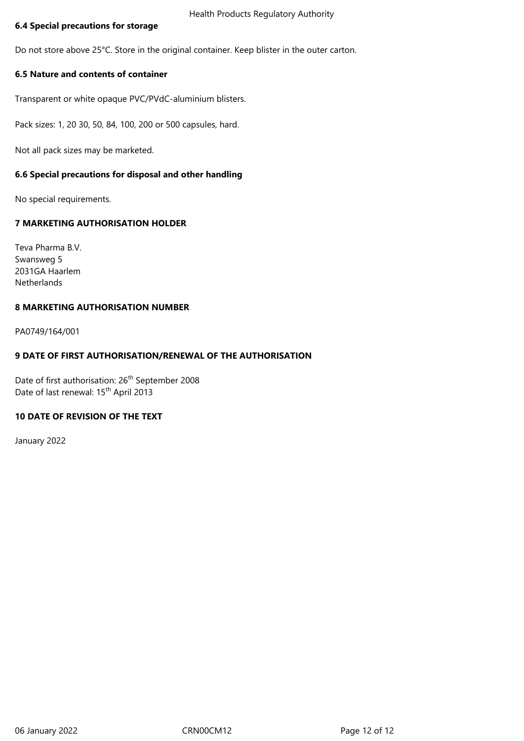### 6.4 Special precautions for storage

Do not store above 25°C. Store in the original container. Keep blister in the outer carton.

### 6.5 Nature and contents of container

Transparent or white opaque PVC/PVdC-aluminium blisters.

Pack sizes: 1, 20 30, 50, 84, 100, 200 or 500 capsules, hard.

Not all pack sizes may be marketed.

### 6.6 Special precautions for disposal and other handling

No special requirements.

## 7 MARKETING AUTHORISATION HOLDER

Teva Pharma B.V.
Swansweg 5
2031GA Haarlem
Netherlands

## 8 MARKETING AUTHORISATION NUMBER

PA0749/164/001

## 9 DATE OF FIRST AUTHORISATION/RENEWAL OF THE AUTHORISATION

Date of first authorisation: 26th September 2008
Date of last renewal: 15th April 2013

## 10 DATE OF REVISION OF THE TEXT

January 2022